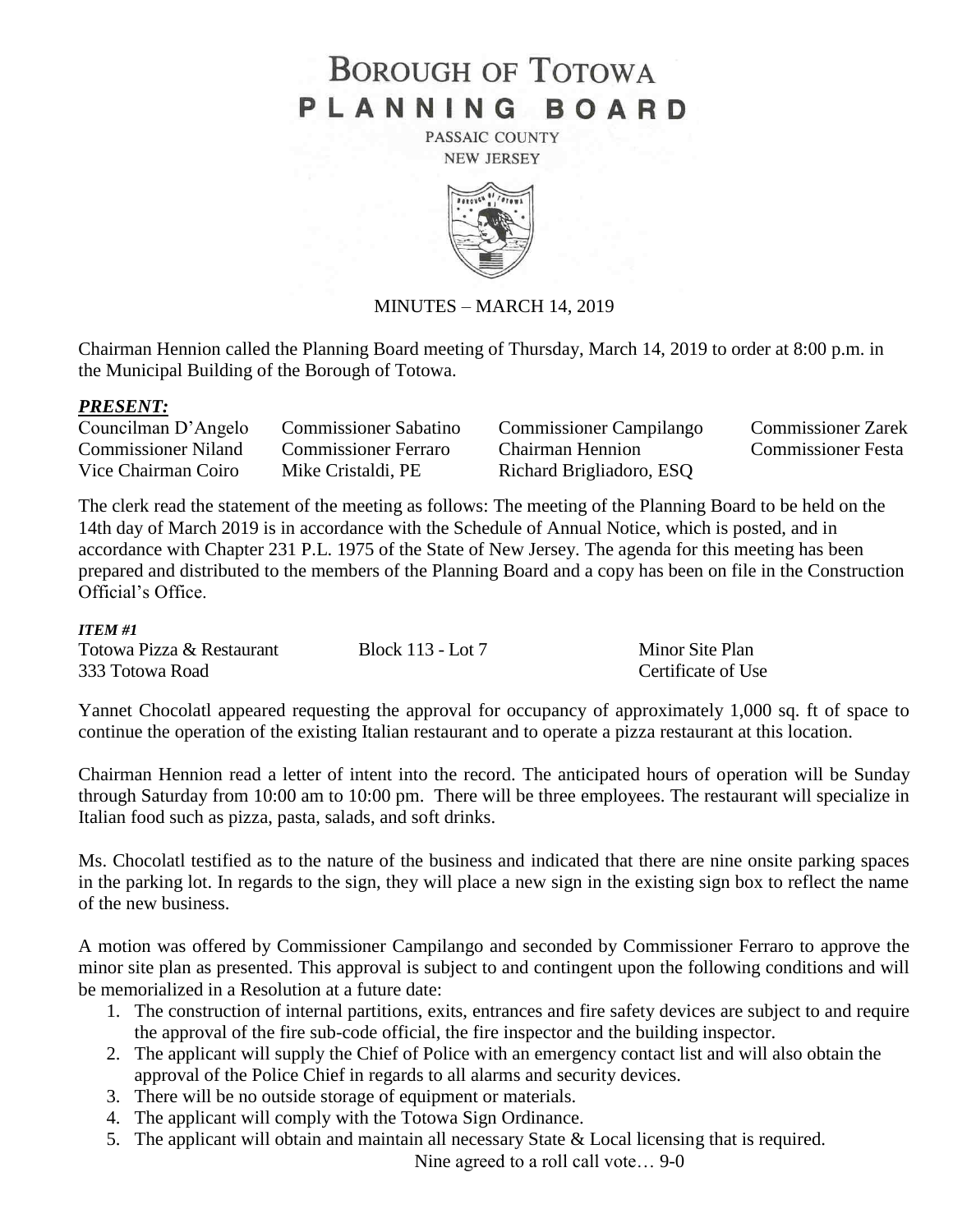# BOROUGH OF TOTOWA
# PLANNING BOARD

PASSAIC COUNTY
NEW JERSEY

MINUTES – MARCH 14, 2019

Chairman Hennion called the Planning Board meeting of Thursday, March 14, 2019 to order at 8:00 p.m. in the Municipal Building of the Borough of Totowa.

***PRESENT:***

| | | | |
|---|---|---|---|
| Councilman D'Angelo | Commissioner Sabatino | Commissioner Campilango | Commissioner Zarek |
| Commissioner Niland | Commissioner Ferraro | Chairman Hennion | Commissioner Festa |
| Vice Chairman Coiro | Mike Cristaldi, PE | Richard Brigliadoro, ESQ | |

The clerk read the statement of the meeting as follows: The meeting of the Planning Board to be held on the 14th day of March 2019 is in accordance with the Schedule of Annual Notice, which is posted, and in accordance with Chapter 231 P.L. 1975 of the State of New Jersey. The agenda for this meeting has been prepared and distributed to the members of the Planning Board and a copy has been on file in the Construction Official's Office.

***ITEM #1***

| | | |
|---|---|---|
| Totowa Pizza & Restaurant | Block 113 - Lot 7 | Minor Site Plan |
| 333 Totowa Road | | Certificate of Use |

Yannet Chocolatl appeared requesting the approval for occupancy of approximately 1,000 sq. ft of space to continue the operation of the existing Italian restaurant and to operate a pizza restaurant at this location.

Chairman Hennion read a letter of intent into the record. The anticipated hours of operation will be Sunday through Saturday from 10:00 am to 10:00 pm. There will be three employees. The restaurant will specialize in Italian food such as pizza, pasta, salads, and soft drinks.

Ms. Chocolatl testified as to the nature of the business and indicated that there are nine onsite parking spaces in the parking lot. In regards to the sign, they will place a new sign in the existing sign box to reflect the name of the new business.

A motion was offered by Commissioner Campilango and seconded by Commissioner Ferraro to approve the minor site plan as presented. This approval is subject to and contingent upon the following conditions and will be memorialized in a Resolution at a future date:

1. The construction of internal partitions, exits, entrances and fire safety devices are subject to and require the approval of the fire sub-code official, the fire inspector and the building inspector.
2. The applicant will supply the Chief of Police with an emergency contact list and will also obtain the approval of the Police Chief in regards to all alarms and security devices.
3. There will be no outside storage of equipment or materials.
4. The applicant will comply with the Totowa Sign Ordinance.
5. The applicant will obtain and maintain all necessary State & Local licensing that is required.

Nine agreed to a roll call vote… 9-0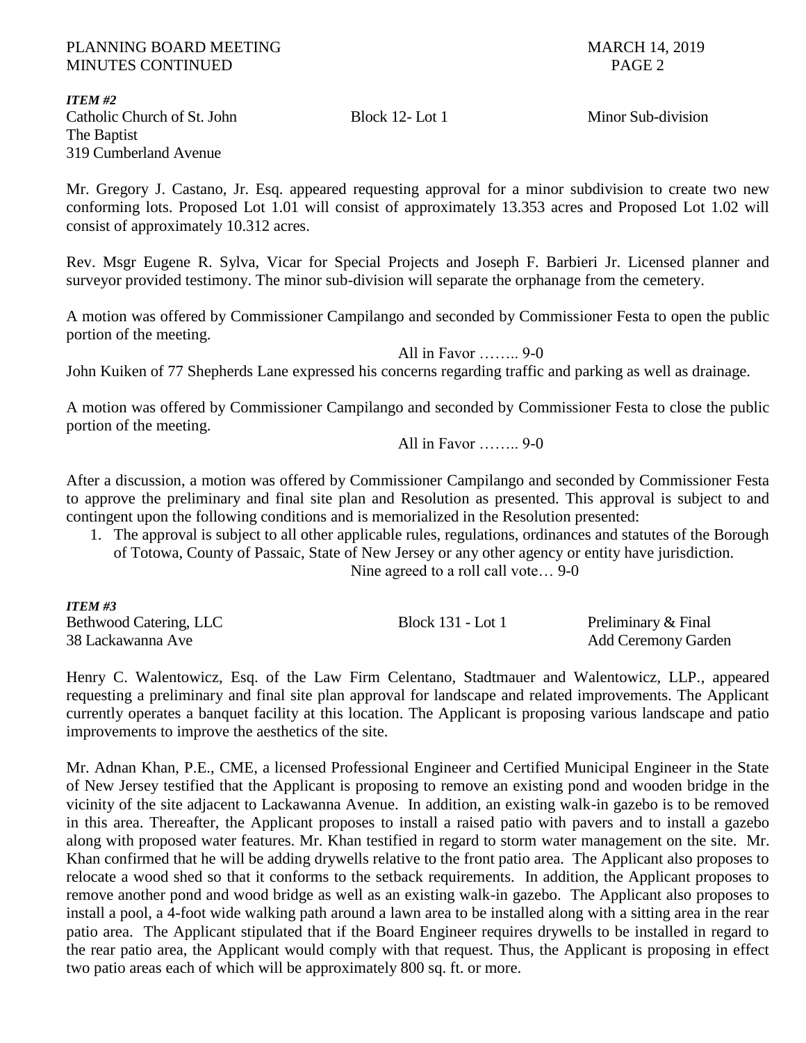***ITEM #2***

| | | |
|---|---|---|
| Catholic Church of St. John The Baptist 319 Cumberland Avenue | Block 12- Lot 1 | Minor Sub-division |

Mr. Gregory J. Castano, Jr. Esq. appeared requesting approval for a minor subdivision to create two new conforming lots. Proposed Lot 1.01 will consist of approximately 13.353 acres and Proposed Lot 1.02 will consist of approximately 10.312 acres.

Rev. Msgr Eugene R. Sylva, Vicar for Special Projects and Joseph F. Barbieri Jr. Licensed planner and surveyor provided testimony. The minor sub-division will separate the orphanage from the cemetery.

A motion was offered by Commissioner Campilango and seconded by Commissioner Festa to open the public portion of the meeting.

All in Favor …….. 9-0

John Kuiken of 77 Shepherds Lane expressed his concerns regarding traffic and parking as well as drainage.

A motion was offered by Commissioner Campilango and seconded by Commissioner Festa to close the public portion of the meeting.

All in Favor …….. 9-0

After a discussion, a motion was offered by Commissioner Campilango and seconded by Commissioner Festa to approve the preliminary and final site plan and Resolution as presented. This approval is subject to and contingent upon the following conditions and is memorialized in the Resolution presented:

1. The approval is subject to all other applicable rules, regulations, ordinances and statutes of the Borough of Totowa, County of Passaic, State of New Jersey or any other agency or entity have jurisdiction.

Nine agreed to a roll call vote… 9-0

***ITEM #3***

| | | |
|---|---|---|
| Bethwood Catering, LLC 38 Lackawanna Ave | Block 131 - Lot 1 | Preliminary & Final Add Ceremony Garden |

Henry C. Walentowicz, Esq. of the Law Firm Celentano, Stadtmauer and Walentowicz, LLP., appeared requesting a preliminary and final site plan approval for landscape and related improvements. The Applicant currently operates a banquet facility at this location. The Applicant is proposing various landscape and patio improvements to improve the aesthetics of the site.

Mr. Adnan Khan, P.E., CME, a licensed Professional Engineer and Certified Municipal Engineer in the State of New Jersey testified that the Applicant is proposing to remove an existing pond and wooden bridge in the vicinity of the site adjacent to Lackawanna Avenue. In addition, an existing walk-in gazebo is to be removed in this area. Thereafter, the Applicant proposes to install a raised patio with pavers and to install a gazebo along with proposed water features. Mr. Khan testified in regard to storm water management on the site. Mr. Khan confirmed that he will be adding drywells relative to the front patio area. The Applicant also proposes to relocate a wood shed so that it conforms to the setback requirements. In addition, the Applicant proposes to remove another pond and wood bridge as well as an existing walk-in gazebo. The Applicant also proposes to install a pool, a 4-foot wide walking path around a lawn area to be installed along with a sitting area in the rear patio area. The Applicant stipulated that if the Board Engineer requires drywells to be installed in regard to the rear patio area, the Applicant would comply with that request. Thus, the Applicant is proposing in effect two patio areas each of which will be approximately 800 sq. ft. or more.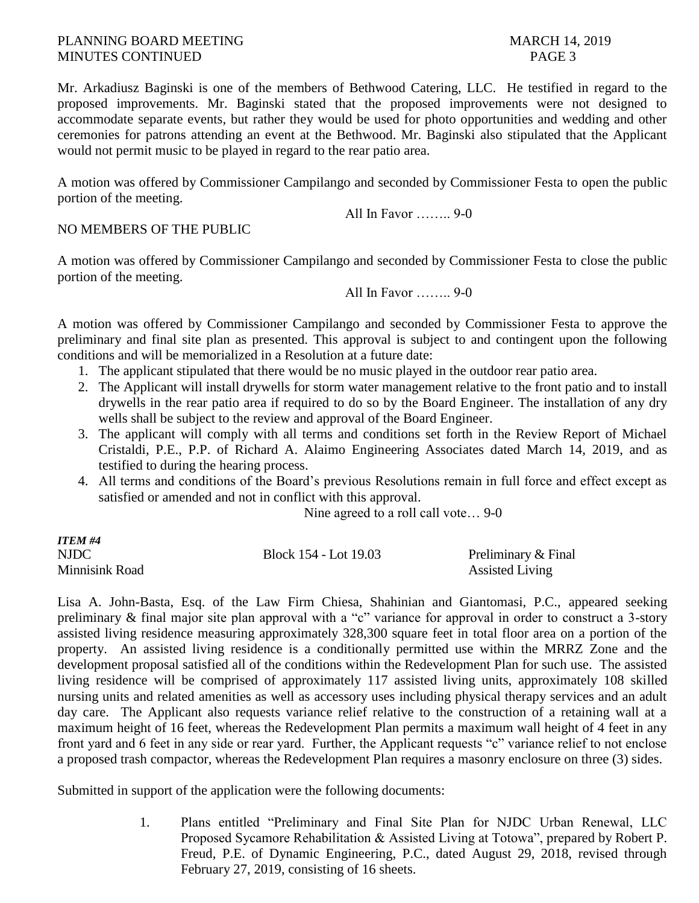Mr. Arkadiusz Baginski is one of the members of Bethwood Catering, LLC. He testified in regard to the proposed improvements. Mr. Baginski stated that the proposed improvements were not designed to accommodate separate events, but rather they would be used for photo opportunities and wedding and other ceremonies for patrons attending an event at the Bethwood. Mr. Baginski also stipulated that the Applicant would not permit music to be played in regard to the rear patio area.

A motion was offered by Commissioner Campilango and seconded by Commissioner Festa to open the public portion of the meeting.

All In Favor …….. 9-0

NO MEMBERS OF THE PUBLIC

A motion was offered by Commissioner Campilango and seconded by Commissioner Festa to close the public portion of the meeting.

All In Favor …….. 9-0

A motion was offered by Commissioner Campilango and seconded by Commissioner Festa to approve the preliminary and final site plan as presented. This approval is subject to and contingent upon the following conditions and will be memorialized in a Resolution at a future date:

1. The applicant stipulated that there would be no music played in the outdoor rear patio area.
2. The Applicant will install drywells for storm water management relative to the front patio and to install drywells in the rear patio area if required to do so by the Board Engineer. The installation of any dry wells shall be subject to the review and approval of the Board Engineer.
3. The applicant will comply with all terms and conditions set forth in the Review Report of Michael Cristaldi, P.E., P.P. of Richard A. Alaimo Engineering Associates dated March 14, 2019, and as testified to during the hearing process.
4. All terms and conditions of the Board's previous Resolutions remain in full force and effect except as satisfied or amended and not in conflict with this approval.

Nine agreed to a roll call vote… 9-0

***ITEM #4***

NJDC — Block 154 - Lot 19.03 — Preliminary & Final
Minnisink Road — Assisted Living

Lisa A. John-Basta, Esq. of the Law Firm Chiesa, Shahinian and Giantomasi, P.C., appeared seeking preliminary & final major site plan approval with a "c" variance for approval in order to construct a 3-story assisted living residence measuring approximately 328,300 square feet in total floor area on a portion of the property. An assisted living residence is a conditionally permitted use within the MRRZ Zone and the development proposal satisfied all of the conditions within the Redevelopment Plan for such use. The assisted living residence will be comprised of approximately 117 assisted living units, approximately 108 skilled nursing units and related amenities as well as accessory uses including physical therapy services and an adult day care. The Applicant also requests variance relief relative to the construction of a retaining wall at a maximum height of 16 feet, whereas the Redevelopment Plan permits a maximum wall height of 4 feet in any front yard and 6 feet in any side or rear yard. Further, the Applicant requests "c" variance relief to not enclose a proposed trash compactor, whereas the Redevelopment Plan requires a masonry enclosure on three (3) sides.

Submitted in support of the application were the following documents:

1. Plans entitled "Preliminary and Final Site Plan for NJDC Urban Renewal, LLC Proposed Sycamore Rehabilitation & Assisted Living at Totowa", prepared by Robert P. Freud, P.E. of Dynamic Engineering, P.C., dated August 29, 2018, revised through February 27, 2019, consisting of 16 sheets.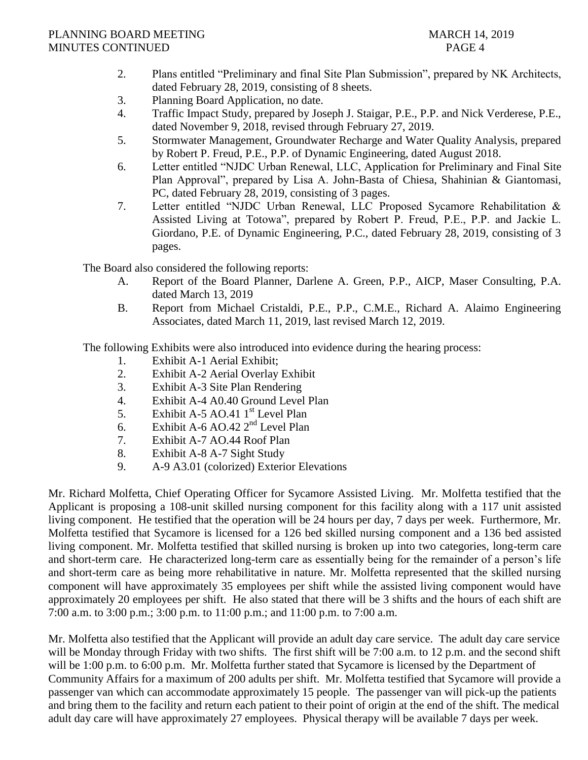2. Plans entitled "Preliminary and final Site Plan Submission", prepared by NK Architects, dated February 28, 2019, consisting of 8 sheets.
3. Planning Board Application, no date.
4. Traffic Impact Study, prepared by Joseph J. Staigar, P.E., P.P. and Nick Verderese, P.E., dated November 9, 2018, revised through February 27, 2019.
5. Stormwater Management, Groundwater Recharge and Water Quality Analysis, prepared by Robert P. Freud, P.E., P.P. of Dynamic Engineering, dated August 2018.
6. Letter entitled "NJDC Urban Renewal, LLC, Application for Preliminary and Final Site Plan Approval", prepared by Lisa A. John-Basta of Chiesa, Shahinian & Giantomasi, PC, dated February 28, 2019, consisting of 3 pages.
7. Letter entitled "NJDC Urban Renewal, LLC Proposed Sycamore Rehabilitation & Assisted Living at Totowa", prepared by Robert P. Freud, P.E., P.P. and Jackie L. Giordano, P.E. of Dynamic Engineering, P.C., dated February 28, 2019, consisting of 3 pages.

The Board also considered the following reports:

A. Report of the Board Planner, Darlene A. Green, P.P., AICP, Maser Consulting, P.A. dated March 13, 2019
B. Report from Michael Cristaldi, P.E., P.P., C.M.E., Richard A. Alaimo Engineering Associates, dated March 11, 2019, last revised March 12, 2019.

The following Exhibits were also introduced into evidence during the hearing process:

1. Exhibit A-1 Aerial Exhibit;
2. Exhibit A-2 Aerial Overlay Exhibit
3. Exhibit A-3 Site Plan Rendering
4. Exhibit A-4 A0.40 Ground Level Plan
5. Exhibit A-5 AO.41 1st Level Plan
6. Exhibit A-6 AO.42 2nd Level Plan
7. Exhibit A-7 AO.44 Roof Plan
8. Exhibit A-8 A-7 Sight Study
9. A-9 A3.01 (colorized) Exterior Elevations

Mr. Richard Molfetta, Chief Operating Officer for Sycamore Assisted Living. Mr. Molfetta testified that the Applicant is proposing a 108-unit skilled nursing component for this facility along with a 117 unit assisted living component. He testified that the operation will be 24 hours per day, 7 days per week. Furthermore, Mr. Molfetta testified that Sycamore is licensed for a 126 bed skilled nursing component and a 136 bed assisted living component. Mr. Molfetta testified that skilled nursing is broken up into two categories, long-term care and short-term care. He characterized long-term care as essentially being for the remainder of a person's life and short-term care as being more rehabilitative in nature. Mr. Molfetta represented that the skilled nursing component will have approximately 35 employees per shift while the assisted living component would have approximately 20 employees per shift. He also stated that there will be 3 shifts and the hours of each shift are 7:00 a.m. to 3:00 p.m.; 3:00 p.m. to 11:00 p.m.; and 11:00 p.m. to 7:00 a.m.

Mr. Molfetta also testified that the Applicant will provide an adult day care service. The adult day care service will be Monday through Friday with two shifts. The first shift will be 7:00 a.m. to 12 p.m. and the second shift will be 1:00 p.m. to 6:00 p.m. Mr. Molfetta further stated that Sycamore is licensed by the Department of Community Affairs for a maximum of 200 adults per shift. Mr. Molfetta testified that Sycamore will provide a passenger van which can accommodate approximately 15 people. The passenger van will pick-up the patients and bring them to the facility and return each patient to their point of origin at the end of the shift. The medical adult day care will have approximately 27 employees. Physical therapy will be available 7 days per week.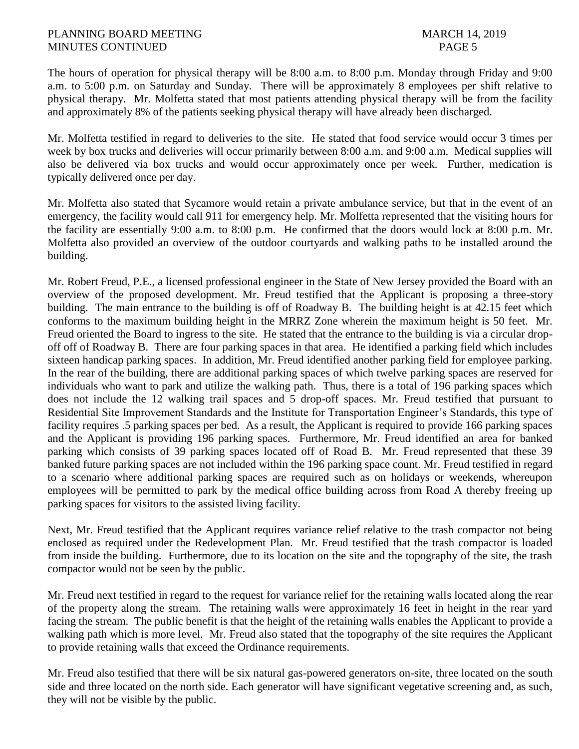The hours of operation for physical therapy will be 8:00 a.m. to 8:00 p.m. Monday through Friday and 9:00 a.m. to 5:00 p.m. on Saturday and Sunday. There will be approximately 8 employees per shift relative to physical therapy. Mr. Molfetta stated that most patients attending physical therapy will be from the facility and approximately 8% of the patients seeking physical therapy will have already been discharged.

Mr. Molfetta testified in regard to deliveries to the site. He stated that food service would occur 3 times per week by box trucks and deliveries will occur primarily between 8:00 a.m. and 9:00 a.m. Medical supplies will also be delivered via box trucks and would occur approximately once per week. Further, medication is typically delivered once per day.

Mr. Molfetta also stated that Sycamore would retain a private ambulance service, but that in the event of an emergency, the facility would call 911 for emergency help. Mr. Molfetta represented that the visiting hours for the facility are essentially 9:00 a.m. to 8:00 p.m. He confirmed that the doors would lock at 8:00 p.m. Mr. Molfetta also provided an overview of the outdoor courtyards and walking paths to be installed around the building.

Mr. Robert Freud, P.E., a licensed professional engineer in the State of New Jersey provided the Board with an overview of the proposed development. Mr. Freud testified that the Applicant is proposing a three-story building. The main entrance to the building is off of Roadway B. The building height is at 42.15 feet which conforms to the maximum building height in the MRRZ Zone wherein the maximum height is 50 feet. Mr. Freud oriented the Board to ingress to the site. He stated that the entrance to the building is via a circular drop-off off of Roadway B. There are four parking spaces in that area. He identified a parking field which includes sixteen handicap parking spaces. In addition, Mr. Freud identified another parking field for employee parking. In the rear of the building, there are additional parking spaces of which twelve parking spaces are reserved for individuals who want to park and utilize the walking path. Thus, there is a total of 196 parking spaces which does not include the 12 walking trail spaces and 5 drop-off spaces. Mr. Freud testified that pursuant to Residential Site Improvement Standards and the Institute for Transportation Engineer's Standards, this type of facility requires .5 parking spaces per bed. As a result, the Applicant is required to provide 166 parking spaces and the Applicant is providing 196 parking spaces. Furthermore, Mr. Freud identified an area for banked parking which consists of 39 parking spaces located off of Road B. Mr. Freud represented that these 39 banked future parking spaces are not included within the 196 parking space count. Mr. Freud testified in regard to a scenario where additional parking spaces are required such as on holidays or weekends, whereupon employees will be permitted to park by the medical office building across from Road A thereby freeing up parking spaces for visitors to the assisted living facility.

Next, Mr. Freud testified that the Applicant requires variance relief relative to the trash compactor not being enclosed as required under the Redevelopment Plan. Mr. Freud testified that the trash compactor is loaded from inside the building. Furthermore, due to its location on the site and the topography of the site, the trash compactor would not be seen by the public.

Mr. Freud next testified in regard to the request for variance relief for the retaining walls located along the rear of the property along the stream. The retaining walls were approximately 16 feet in height in the rear yard facing the stream. The public benefit is that the height of the retaining walls enables the Applicant to provide a walking path which is more level. Mr. Freud also stated that the topography of the site requires the Applicant to provide retaining walls that exceed the Ordinance requirements.

Mr. Freud also testified that there will be six natural gas-powered generators on-site, three located on the south side and three located on the north side. Each generator will have significant vegetative screening and, as such, they will not be visible by the public.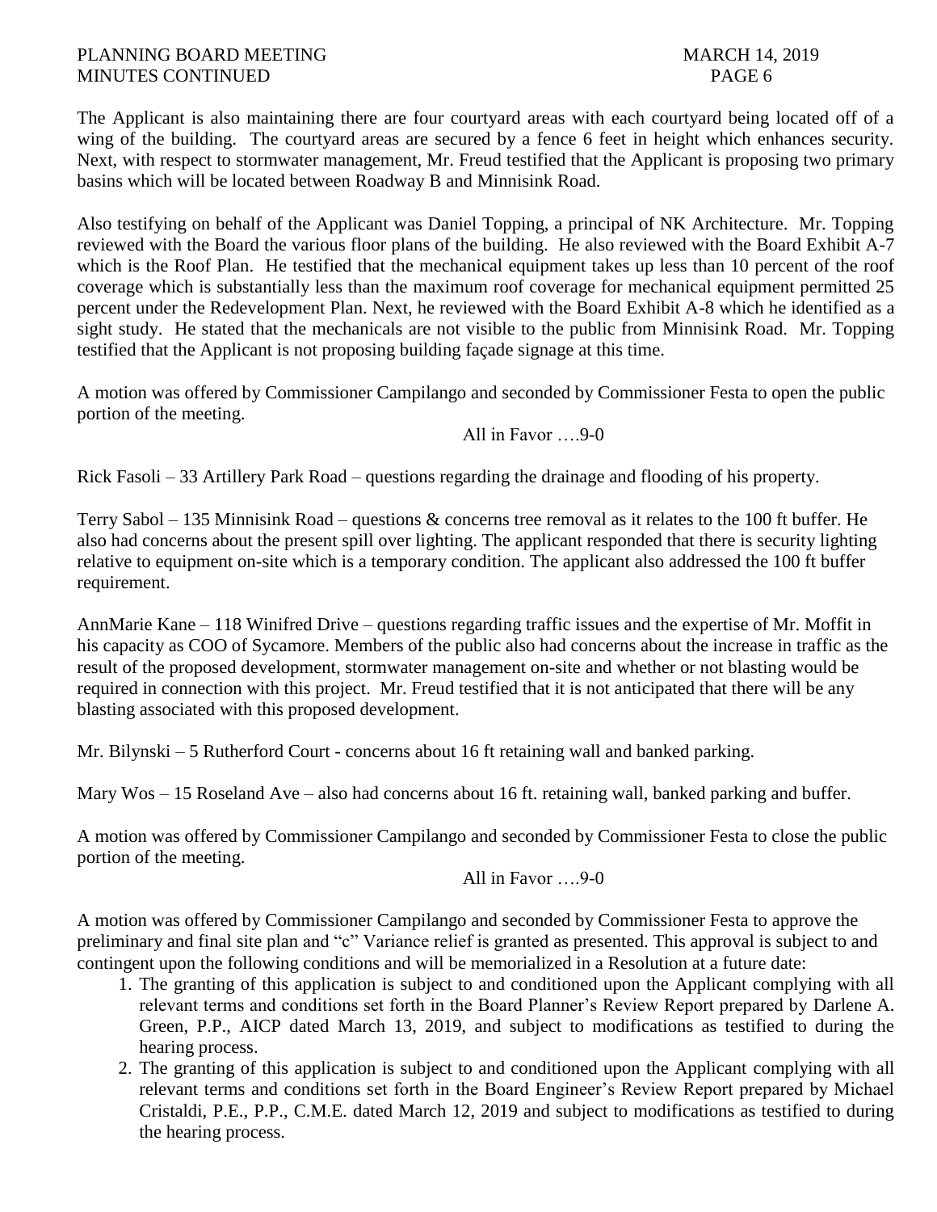The Applicant is also maintaining there are four courtyard areas with each courtyard being located off of a wing of the building. The courtyard areas are secured by a fence 6 feet in height which enhances security. Next, with respect to stormwater management, Mr. Freud testified that the Applicant is proposing two primary basins which will be located between Roadway B and Minnisink Road.

Also testifying on behalf of the Applicant was Daniel Topping, a principal of NK Architecture. Mr. Topping reviewed with the Board the various floor plans of the building. He also reviewed with the Board Exhibit A-7 which is the Roof Plan. He testified that the mechanical equipment takes up less than 10 percent of the roof coverage which is substantially less than the maximum roof coverage for mechanical equipment permitted 25 percent under the Redevelopment Plan. Next, he reviewed with the Board Exhibit A-8 which he identified as a sight study. He stated that the mechanicals are not visible to the public from Minnisink Road. Mr. Topping testified that the Applicant is not proposing building façade signage at this time.

A motion was offered by Commissioner Campilango and seconded by Commissioner Festa to open the public portion of the meeting.

All in Favor ….9-0

Rick Fasoli – 33 Artillery Park Road – questions regarding the drainage and flooding of his property.

Terry Sabol – 135 Minnisink Road – questions & concerns tree removal as it relates to the 100 ft buffer. He also had concerns about the present spill over lighting. The applicant responded that there is security lighting relative to equipment on-site which is a temporary condition. The applicant also addressed the 100 ft buffer requirement.

AnnMarie Kane – 118 Winifred Drive – questions regarding traffic issues and the expertise of Mr. Moffit in his capacity as COO of Sycamore. Members of the public also had concerns about the increase in traffic as the result of the proposed development, stormwater management on-site and whether or not blasting would be required in connection with this project. Mr. Freud testified that it is not anticipated that there will be any blasting associated with this proposed development.

Mr. Bilynski – 5 Rutherford Court - concerns about 16 ft retaining wall and banked parking.

Mary Wos – 15 Roseland Ave – also had concerns about 16 ft. retaining wall, banked parking and buffer.

A motion was offered by Commissioner Campilango and seconded by Commissioner Festa to close the public portion of the meeting.

All in Favor ….9-0

A motion was offered by Commissioner Campilango and seconded by Commissioner Festa to approve the preliminary and final site plan and "c" Variance relief is granted as presented. This approval is subject to and contingent upon the following conditions and will be memorialized in a Resolution at a future date:

1. The granting of this application is subject to and conditioned upon the Applicant complying with all relevant terms and conditions set forth in the Board Planner's Review Report prepared by Darlene A. Green, P.P., AICP dated March 13, 2019, and subject to modifications as testified to during the hearing process.
2. The granting of this application is subject to and conditioned upon the Applicant complying with all relevant terms and conditions set forth in the Board Engineer's Review Report prepared by Michael Cristaldi, P.E., P.P., C.M.E. dated March 12, 2019 and subject to modifications as testified to during the hearing process.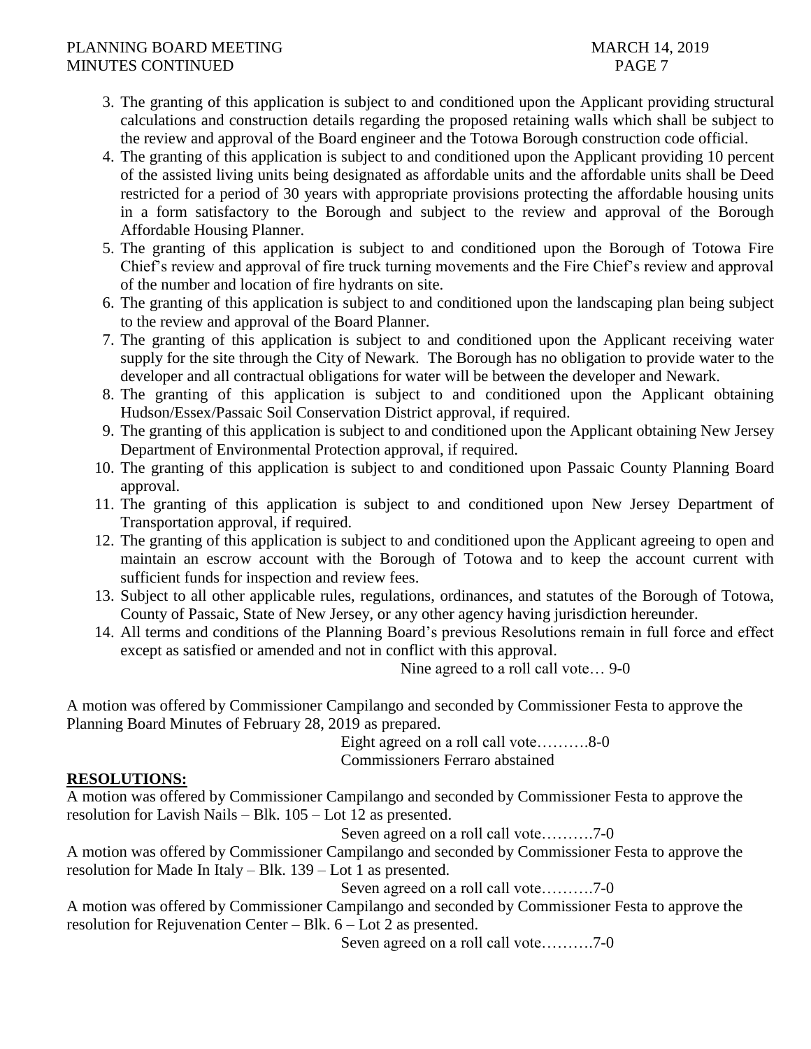3. The granting of this application is subject to and conditioned upon the Applicant providing structural calculations and construction details regarding the proposed retaining walls which shall be subject to the review and approval of the Board engineer and the Totowa Borough construction code official.
4. The granting of this application is subject to and conditioned upon the Applicant providing 10 percent of the assisted living units being designated as affordable units and the affordable units shall be Deed restricted for a period of 30 years with appropriate provisions protecting the affordable housing units in a form satisfactory to the Borough and subject to the review and approval of the Borough Affordable Housing Planner.
5. The granting of this application is subject to and conditioned upon the Borough of Totowa Fire Chief's review and approval of fire truck turning movements and the Fire Chief's review and approval of the number and location of fire hydrants on site.
6. The granting of this application is subject to and conditioned upon the landscaping plan being subject to the review and approval of the Board Planner.
7. The granting of this application is subject to and conditioned upon the Applicant receiving water supply for the site through the City of Newark. The Borough has no obligation to provide water to the developer and all contractual obligations for water will be between the developer and Newark.
8. The granting of this application is subject to and conditioned upon the Applicant obtaining Hudson/Essex/Passaic Soil Conservation District approval, if required.
9. The granting of this application is subject to and conditioned upon the Applicant obtaining New Jersey Department of Environmental Protection approval, if required.
10. The granting of this application is subject to and conditioned upon Passaic County Planning Board approval.
11. The granting of this application is subject to and conditioned upon New Jersey Department of Transportation approval, if required.
12. The granting of this application is subject to and conditioned upon the Applicant agreeing to open and maintain an escrow account with the Borough of Totowa and to keep the account current with sufficient funds for inspection and review fees.
13. Subject to all other applicable rules, regulations, ordinances, and statutes of the Borough of Totowa, County of Passaic, State of New Jersey, or any other agency having jurisdiction hereunder.
14. All terms and conditions of the Planning Board's previous Resolutions remain in full force and effect except as satisfied or amended and not in conflict with this approval.

Nine agreed to a roll call vote… 9-0

A motion was offered by Commissioner Campilango and seconded by Commissioner Festa to approve the Planning Board Minutes of February 28, 2019 as prepared.

Eight agreed on a roll call vote……….8-0
Commissioners Ferraro abstained

**RESOLUTIONS:**

A motion was offered by Commissioner Campilango and seconded by Commissioner Festa to approve the resolution for Lavish Nails – Blk. 105 – Lot 12 as presented.

Seven agreed on a roll call vote……….7-0

A motion was offered by Commissioner Campilango and seconded by Commissioner Festa to approve the resolution for Made In Italy – Blk. 139 – Lot 1 as presented.

Seven agreed on a roll call vote……….7-0

A motion was offered by Commissioner Campilango and seconded by Commissioner Festa to approve the resolution for Rejuvenation Center – Blk. 6 – Lot 2 as presented.

Seven agreed on a roll call vote……….7-0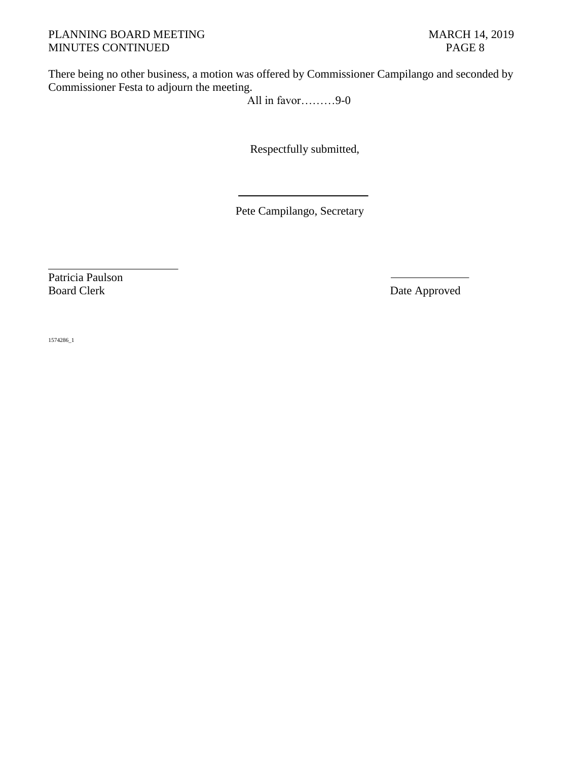There being no other business, a motion was offered by Commissioner Campilango and seconded by Commissioner Festa to adjourn the meeting.

All in favor………9-0

Respectfully submitted,

\_\_\_\_\_\_\_\_\_\_\_\_\_\_\_\_\_\_\_\_\_\_\_\_

Pete Campilango, Secretary

\_\_\_\_\_\_\_\_\_\_\_\_\_\_\_\_\_\_\_\_\_\_\_\_

Patricia Paulson
Board Clerk

\_\_\_\_\_\_\_\_\_\_\_\_\_\_

Date Approved

1574286_1